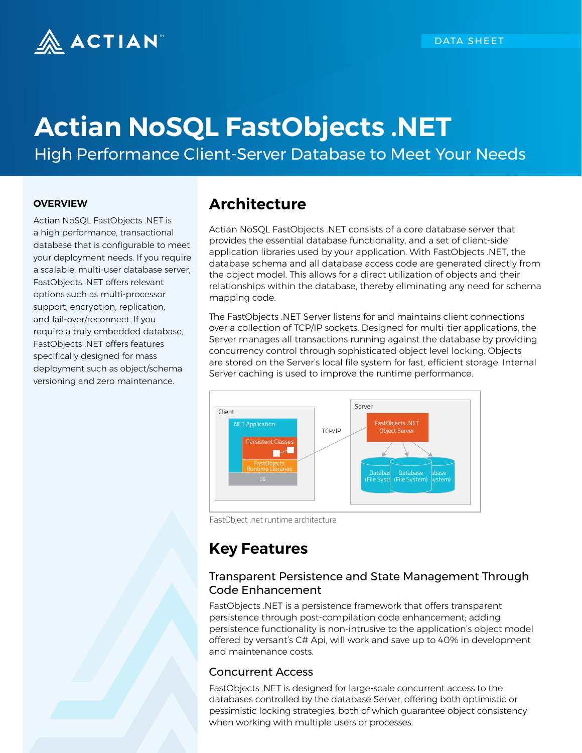# Actian NoSQL FastObjects .NET

## High Performance Client-Server Database to Meet Your Needs

DATA SHEET

### OVERVIEW

Actian NoSQL FastObjects .NET is a high performance, transactional database that is configurable to meet your deployment needs. If you require a scalable, multi-user database server, FastObjects .NET offers relevant options such as multi-processor support, encryption, replication, and fail-over/reconnect. If you require a truly embedded database, FastObjects .NET offers features specifically designed for mass deployment such as object/schema versioning and zero maintenance.

## Architecture

Actian NoSQL FastObjects .NET consists of a core database server that provides the essential database functionality, and a set of client-side application libraries used by your application. With FastObjects .NET, the database schema and all database access code are generated directly from the object model. This allows for a direct utilization of objects and their relationships within the database, thereby eliminating any need for schema mapping code.

The FastObjects .NET Server listens for and maintains client connections over a collection of TCP/IP sockets. Designed for multi-tier applications, the Server manages all transactions running against the database by providing concurrency control through sophisticated object level locking. Objects are stored on the Server's local file system for fast, efficient storage. Internal Server caching is used to improve the runtime performance.

FastObject .net runtime architecture

## Key Features

### Transparent Persistence and State Management Through Code Enhancement

FastObjects .NET is a persistence framework that offers transparent persistence through post-compilation code enhancement; adding persistence functionality is non-intrusive to the application's object model offered by versant's C# Api, will work and save up to 40% in development and maintenance costs.

### Concurrent Access

FastObjects .NET is designed for large-scale concurrent access to the databases controlled by the database Server, offering both optimistic or pessimistic locking strategies, both of which guarantee object consistency when working with multiple users or processes.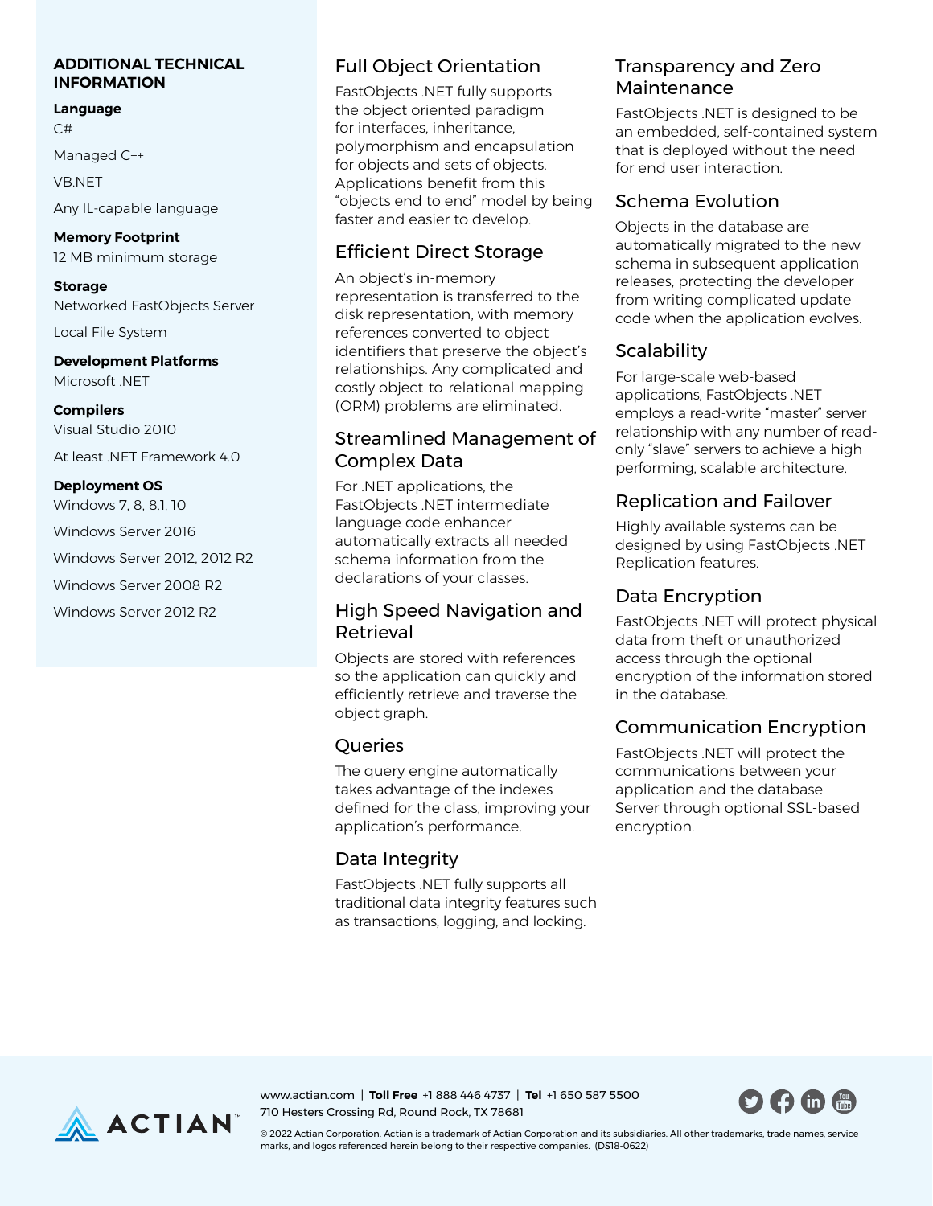## ADDITIONAL TECHNICAL INFORMATION

**Language**

C#

Managed C++

VB.NET

Any IL-capable language

**Memory Footprint**

12 MB minimum storage

**Storage**

Networked FastObjects Server

Local File System

**Development Platforms**

Microsoft .NET

**Compilers**

Visual Studio 2010

At least .NET Framework 4.0

**Deployment OS**

Windows 7, 8, 8.1, 10

Windows Server 2016

Windows Server 2012, 2012 R2

Windows Server 2008 R2

Windows Server 2012 R2

## Full Object Orientation

FastObjects .NET fully supports the object oriented paradigm for interfaces, inheritance, polymorphism and encapsulation for objects and sets of objects. Applications benefit from this "objects end to end" model by being faster and easier to develop.

## Efficient Direct Storage

An object's in-memory representation is transferred to the disk representation, with memory references converted to object identifiers that preserve the object's relationships. Any complicated and costly object-to-relational mapping (ORM) problems are eliminated.

## Streamlined Management of Complex Data

For .NET applications, the FastObjects .NET intermediate language code enhancer automatically extracts all needed schema information from the declarations of your classes.

## High Speed Navigation and Retrieval

Objects are stored with references so the application can quickly and efficiently retrieve and traverse the object graph.

## Queries

The query engine automatically takes advantage of the indexes defined for the class, improving your application's performance.

## Data Integrity

FastObjects .NET fully supports all traditional data integrity features such as transactions, logging, and locking.

## Transparency and Zero Maintenance

FastObjects .NET is designed to be an embedded, self-contained system that is deployed without the need for end user interaction.

## Schema Evolution

Objects in the database are automatically migrated to the new schema in subsequent application releases, protecting the developer from writing complicated update code when the application evolves.

## Scalability

For large-scale web-based applications, FastObjects .NET employs a read-write "master" server relationship with any number of read-only "slave" servers to achieve a high performing, scalable architecture.

## Replication and Failover

Highly available systems can be designed by using FastObjects .NET Replication features.

## Data Encryption

FastObjects .NET will protect physical data from theft or unauthorized access through the optional encryption of the information stored in the database.

## Communication Encryption

FastObjects .NET will protect the communications between your application and the database Server through optional SSL-based encryption.

ACTIAN™

www.actian.com | **Toll Free** +1 888 446 4737 | **Tel** +1 650 587 5500
710 Hesters Crossing Rd, Round Rock, TX 78681

© 2022 Actian Corporation. Actian is a trademark of Actian Corporation and its subsidiaries. All other trademarks, trade names, service marks, and logos referenced herein belong to their respective companies. (DS18-0622)